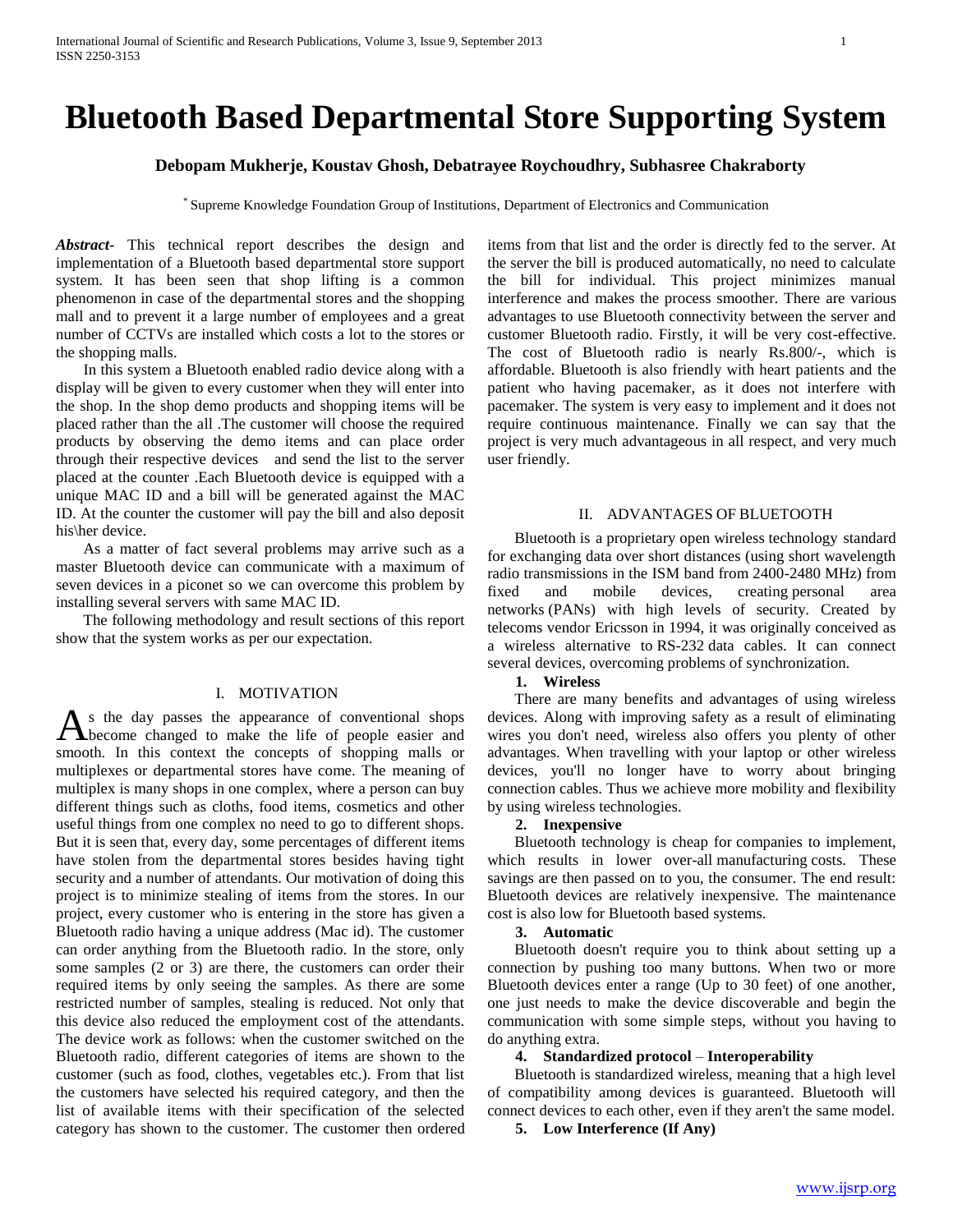// Bluetooth Based Departmental Store Supporting System

# Bluetooth Based Departmental Store Supporting System

**Debopam Mukherje, Koustav Ghosh, Debatrayee Roychoudhry, Subhasree Chakraborty**

[*] Supreme Knowledge Foundation Group of Institutions, Department of Electronics and Communication

***Abstract***- This technical report describes the design and implementation of a Bluetooth based departmental store support system. It has been seen that shop lifting is a common phenomenon in case of the departmental stores and the shopping mall and to prevent it a large number of employees and a great number of CCTVs are installed which costs a lot to the stores or the shopping malls.

In this system a Bluetooth enabled radio device along with a display will be given to every customer when they will enter into the shop. In the shop demo products and shopping items will be placed rather than the all .The customer will choose the required products by observing the demo items and can place order through their respective devices and send the list to the server placed at the counter .Each Bluetooth device is equipped with a unique MAC ID and a bill will be generated against the MAC ID. At the counter the customer will pay the bill and also deposit his\her device.

As a matter of fact several problems may arrive such as a master Bluetooth device can communicate with a maximum of seven devices in a piconet so we can overcome this problem by installing several servers with same MAC ID.

The following methodology and result sections of this report show that the system works as per our expectation.

## I. MOTIVATION

As the day passes the appearance of conventional shops become changed to make the life of people easier and smooth. In this context the concepts of shopping malls or multiplexes or departmental stores have come. The meaning of multiplex is many shops in one complex, where a person can buy different things such as cloths, food items, cosmetics and other useful things from one complex no need to go to different shops. But it is seen that, every day, some percentages of different items have stolen from the departmental stores besides having tight security and a number of attendants. Our motivation of doing this project is to minimize stealing of items from the stores. In our project, every customer who is entering in the store has given a Bluetooth radio having a unique address (Mac id). The customer can order anything from the Bluetooth radio. In the store, only some samples (2 or 3) are there, the customers can order their required items by only seeing the samples. As there are some restricted number of samples, stealing is reduced. Not only that this device also reduced the employment cost of the attendants. The device work as follows: when the customer switched on the Bluetooth radio, different categories of items are shown to the customer (such as food, clothes, vegetables etc.). From that list the customers have selected his required category, and then the list of available items with their specification of the selected category has shown to the customer. The customer then ordered items from that list and the order is directly fed to the server. At the server the bill is produced automatically, no need to calculate the bill for individual. This project minimizes manual interference and makes the process smoother. There are various advantages to use Bluetooth connectivity between the server and customer Bluetooth radio. Firstly, it will be very cost-effective. The cost of Bluetooth radio is nearly Rs.800/-, which is affordable. Bluetooth is also friendly with heart patients and the patient who having pacemaker, as it does not interfere with pacemaker. The system is very easy to implement and it does not require continuous maintenance. Finally we can say that the project is very much advantageous in all respect, and very much user friendly.

## II. ADVANTAGES OF BLUETOOTH

Bluetooth is a proprietary open wireless technology standard for exchanging data over short distances (using short wavelength radio transmissions in the ISM band from 2400-2480 MHz) from fixed and mobile devices, creating personal area networks (PANs) with high levels of security. Created by telecoms vendor Ericsson in 1994, it was originally conceived as a wireless alternative to RS-232 data cables. It can connect several devices, overcoming problems of synchronization.

**1. Wireless**

There are many benefits and advantages of using wireless devices. Along with improving safety as a result of eliminating wires you don't need, wireless also offers you plenty of other advantages. When travelling with your laptop or other wireless devices, you'll no longer have to worry about bringing connection cables. Thus we achieve more mobility and flexibility by using wireless technologies.

**2. Inexpensive**

Bluetooth technology is cheap for companies to implement, which results in lower over-all manufacturing costs. These savings are then passed on to you, the consumer. The end result: Bluetooth devices are relatively inexpensive. The maintenance cost is also low for Bluetooth based systems.

**3. Automatic**

Bluetooth doesn't require you to think about setting up a connection by pushing too many buttons. When two or more Bluetooth devices enter a range (Up to 30 feet) of one another, one just needs to make the device discoverable and begin the communication with some simple steps, without you having to do anything extra.

**4. Standardized protocol – Interoperability**

Bluetooth is standardized wireless, meaning that a high level of compatibility among devices is guaranteed. Bluetooth will connect devices to each other, even if they aren't the same model.

**5. Low Interference (If Any)**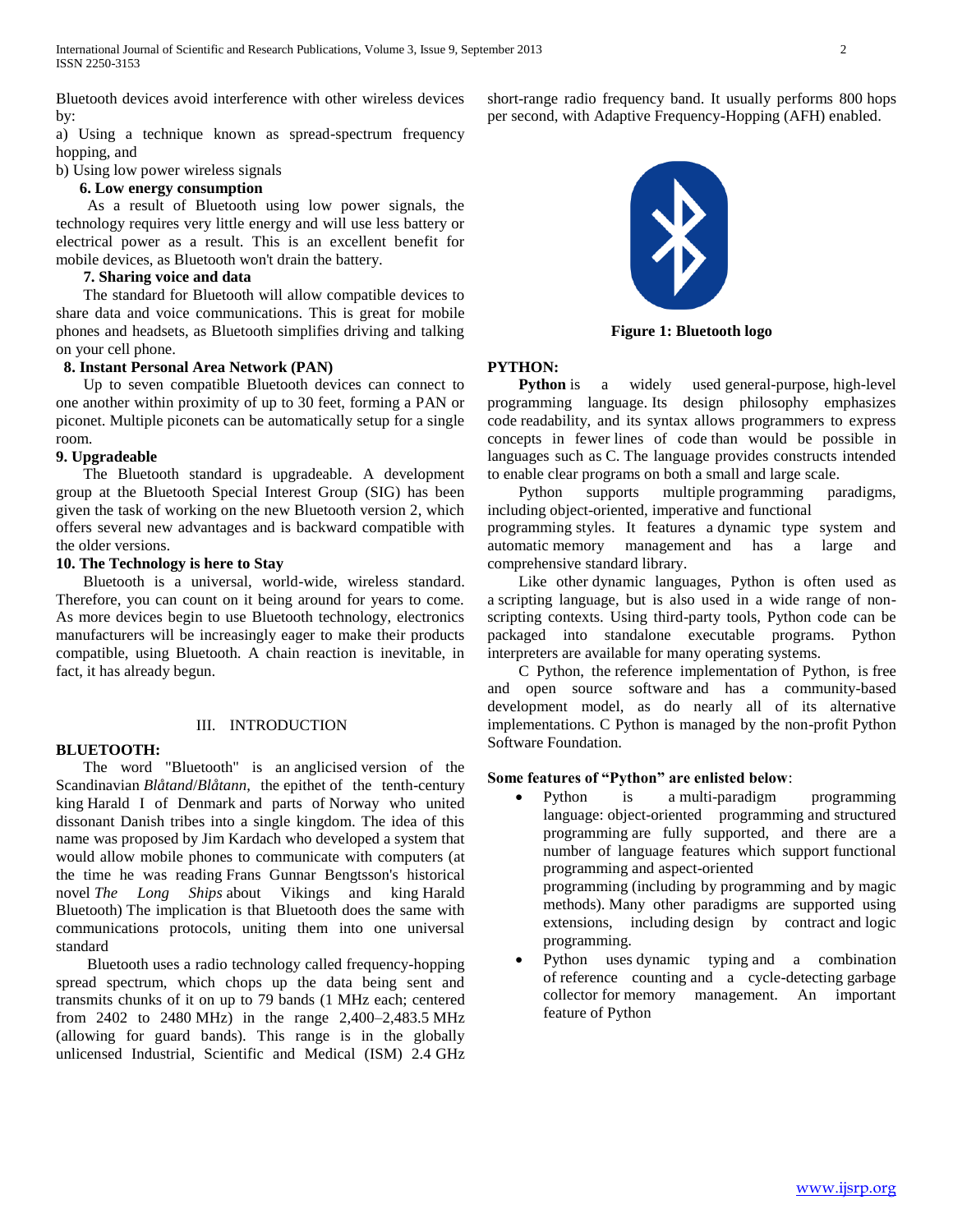Bluetooth devices avoid interference with other wireless devices by:

a) Using a technique known as spread-spectrum frequency hopping, and

b) Using low power wireless signals

**6. Low energy consumption**

As a result of Bluetooth using low power signals, the technology requires very little energy and will use less battery or electrical power as a result. This is an excellent benefit for mobile devices, as Bluetooth won't drain the battery.

**7. Sharing voice and data**

The standard for Bluetooth will allow compatible devices to share data and voice communications. This is great for mobile phones and headsets, as Bluetooth simplifies driving and talking on your cell phone.

**8. Instant Personal Area Network (PAN)**

Up to seven compatible Bluetooth devices can connect to one another within proximity of up to 30 feet, forming a PAN or piconet. Multiple piconets can be automatically setup for a single room.

**9. Upgradeable**

The Bluetooth standard is upgradeable. A development group at the Bluetooth Special Interest Group (SIG) has been given the task of working on the new Bluetooth version 2, which offers several new advantages and is backward compatible with the older versions.

**10. The Technology is here to Stay**

Bluetooth is a universal, world-wide, wireless standard. Therefore, you can count on it being around for years to come. As more devices begin to use Bluetooth technology, electronics manufacturers will be increasingly eager to make their products compatible, using Bluetooth. A chain reaction is inevitable, in fact, it has already begun.

## III. INTRODUCTION

**BLUETOOTH:**

The word "Bluetooth" is an anglicised version of the Scandinavian *Blåtand*/*Blåtann*, the epithet of the tenth-century king Harald I of Denmark and parts of Norway who united dissonant Danish tribes into a single kingdom. The idea of this name was proposed by Jim Kardach who developed a system that would allow mobile phones to communicate with computers (at the time he was reading Frans Gunnar Bengtsson's historical novel *The Long Ships* about Vikings and king Harald Bluetooth) The implication is that Bluetooth does the same with communications protocols, uniting them into one universal standard

Bluetooth uses a radio technology called frequency-hopping spread spectrum, which chops up the data being sent and transmits chunks of it on up to 79 bands (1 MHz each; centered from 2402 to 2480 MHz) in the range 2,400–2,483.5 MHz (allowing for guard bands). This range is in the globally unlicensed Industrial, Scientific and Medical (ISM) 2.4 GHz short-range radio frequency band. It usually performs 800 hops per second, with Adaptive Frequency-Hopping (AFH) enabled.

**Figure 1: Bluetooth logo**

**PYTHON:**

**Python** is a widely used general-purpose, high-level programming language. Its design philosophy emphasizes code readability, and its syntax allows programmers to express concepts in fewer lines of code than would be possible in languages such as C. The language provides constructs intended to enable clear programs on both a small and large scale.

Python supports multiple programming paradigms, including object-oriented, imperative and functional programming styles. It features a dynamic type system and automatic memory management and has a large and comprehensive standard library.

Like other dynamic languages, Python is often used as a scripting language, but is also used in a wide range of non-scripting contexts. Using third-party tools, Python code can be packaged into standalone executable programs. Python interpreters are available for many operating systems.

C Python, the reference implementation of Python, is free and open source software and has a community-based development model, as do nearly all of its alternative implementations. C Python is managed by the non-profit Python Software Foundation.

**Some features of "Python" are enlisted below**:

- Python is a multi-paradigm programming language: object-oriented programming and structured programming are fully supported, and there are a number of language features which support functional programming and aspect-oriented programming (including by programming and by magic methods). Many other paradigms are supported using extensions, including design by contract and logic programming.
- Python uses dynamic typing and a combination of reference counting and a cycle-detecting garbage collector for memory management. An important feature of Python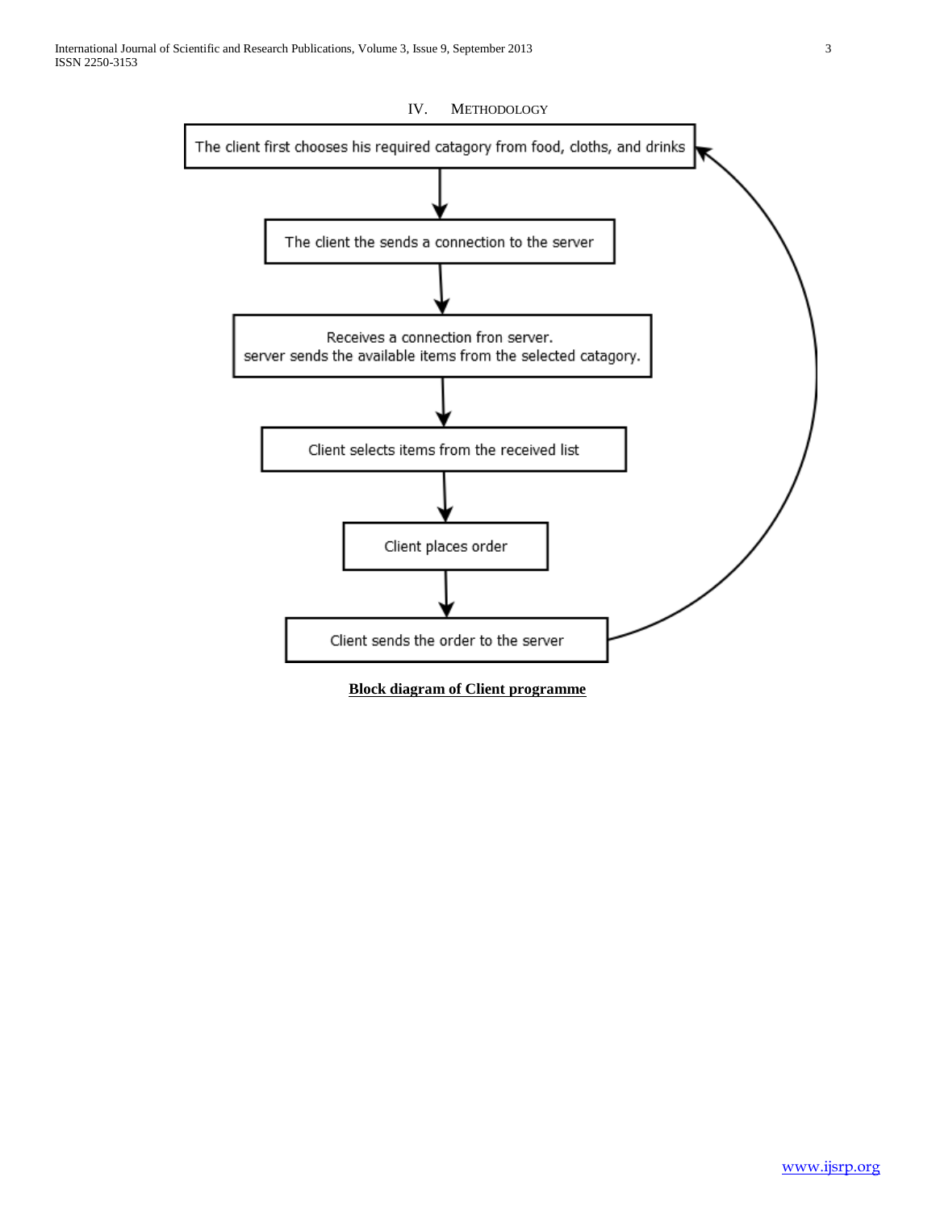## IV. METHODOLOGY

The client first chooses his required catagory from food, cloths, and drinks

The client the sends a connection to the server

Receives a connection fron server.
server sends the available items from the selected catagory.

Client selects items from the received list

Client places order

Client sends the order to the server

**Block diagram of Client programme**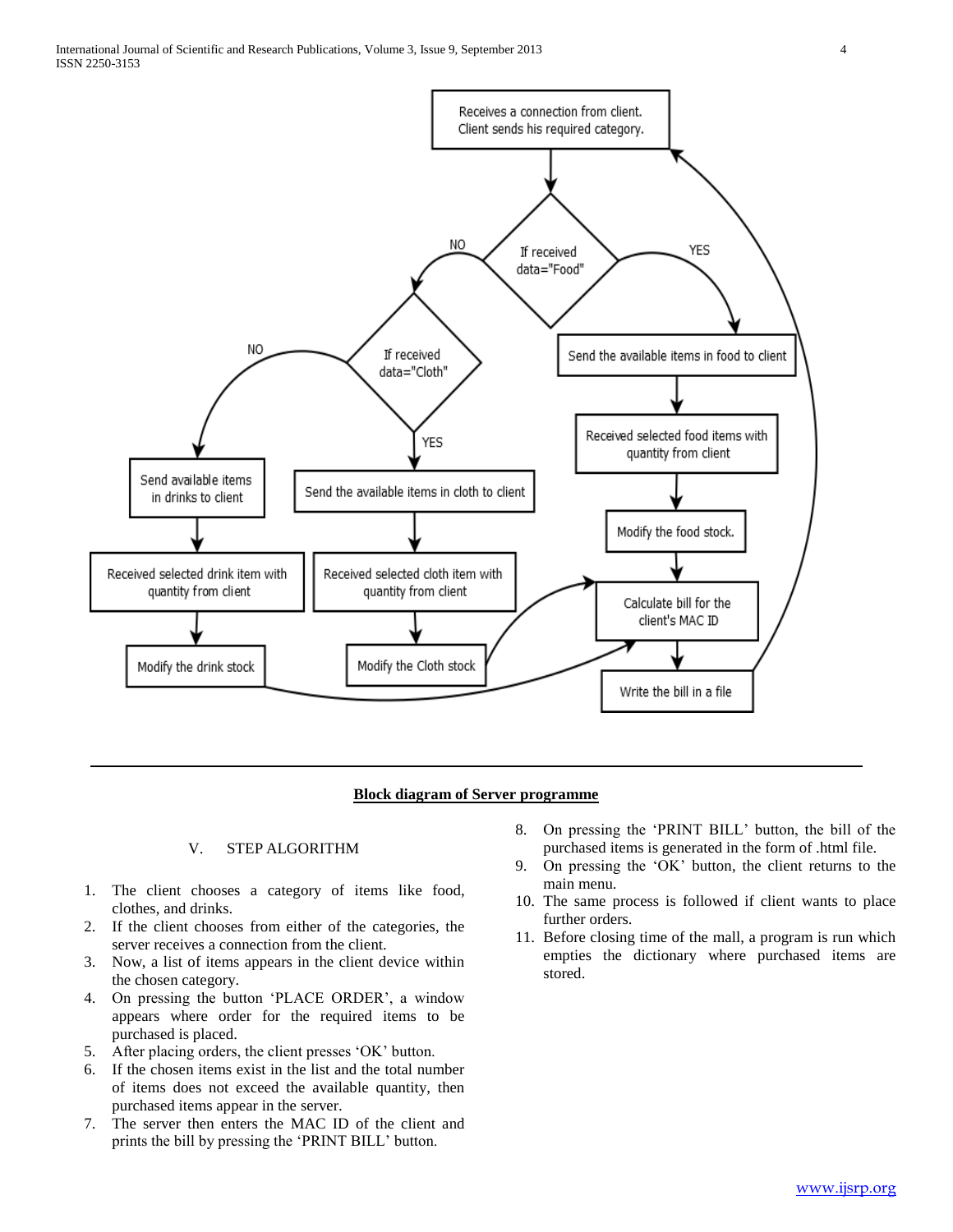Receives a connection from client. Client sends his required category.

If received data="Food"

YES

NO

Send the available items in food to client

Received selected food items with quantity from client

Modify the food stock.

If received data="Cloth"

YES

NO

Send the available items in cloth to client

Received selected cloth item with quantity from client

Modify the Cloth stock

Send available items in drinks to client

Received selected drink item with quantity from client

Modify the drink stock

Calculate bill for the client's MAC ID

Write the bill in a file

**Block diagram of Server programme**

## V. STEP ALGORITHM

1. The client chooses a category of items like food, clothes, and drinks.
2. If the client chooses from either of the categories, the server receives a connection from the client.
3. Now, a list of items appears in the client device within the chosen category.
4. On pressing the button 'PLACE ORDER', a window appears where order for the required items to be purchased is placed.
5. After placing orders, the client presses 'OK' button.
6. If the chosen items exist in the list and the total number of items does not exceed the available quantity, then purchased items appear in the server.
7. The server then enters the MAC ID of the client and prints the bill by pressing the 'PRINT BILL' button.
8. On pressing the 'PRINT BILL' button, the bill of the purchased items is generated in the form of .html file.
9. On pressing the 'OK' button, the client returns to the main menu.
10. The same process is followed if client wants to place further orders.
11. Before closing time of the mall, a program is run which empties the dictionary where purchased items are stored.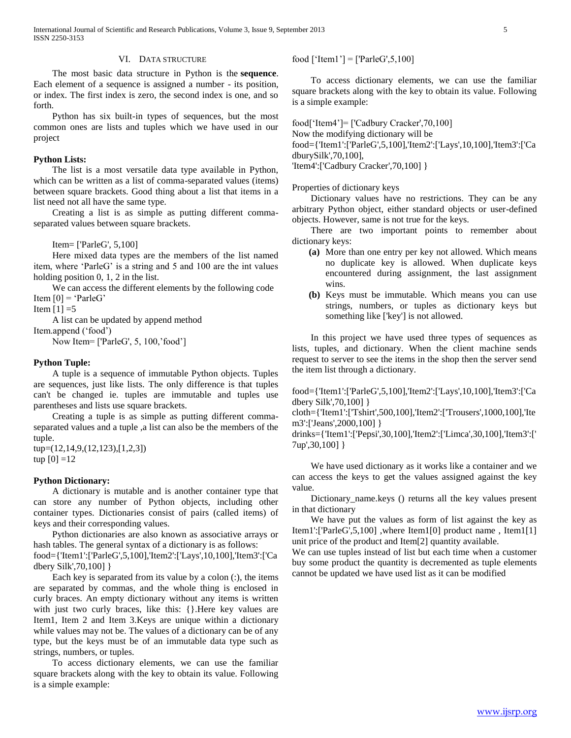## VI. Data Structure

The most basic data structure in Python is the **sequence**. Each element of a sequence is assigned a number - its position, or index. The first index is zero, the second index is one, and so forth.

Python has six built-in types of sequences, but the most common ones are lists and tuples which we have used in our project

**Python Lists:**

The list is a most versatile data type available in Python, which can be written as a list of comma-separated values (items) between square brackets. Good thing about a list that items in a list need not all have the same type.

Creating a list is as simple as putting different comma-separated values between square brackets.

Item= ['ParleG', 5,100]

Here mixed data types are the members of the list named item, where 'ParleG' is a string and 5 and 100 are the int values holding position 0, 1, 2 in the list.

We can access the different elements by the following code

Item [0] = 'ParleG'

Item [1] =5

A list can be updated by append method

Item.append ('food')

Now Item= ['ParleG', 5, 100,'food']

**Python Tuple:**

A tuple is a sequence of immutable Python objects. Tuples are sequences, just like lists. The only difference is that tuples can't be changed ie. tuples are immutable and tuples use parentheses and lists use square brackets.

Creating a tuple is as simple as putting different comma-separated values and a tuple ,a list can also be the members of the tuple.

tup=(12,14,9,(12,123),[1,2,3])

tup [0] =12

**Python Dictionary:**

A dictionary is mutable and is another container type that can store any number of Python objects, including other container types. Dictionaries consist of pairs (called items) of keys and their corresponding values.

Python dictionaries are also known as associative arrays or hash tables. The general syntax of a dictionary is as follows:

food={'Item1':['ParleG',5,100],'Item2':['Lays',10,100],'Item3':['Cadbery Silk',70,100] }

Each key is separated from its value by a colon (:), the items are separated by commas, and the whole thing is enclosed in curly braces. An empty dictionary without any items is written with just two curly braces, like this: {}.Here key values are Item1, Item 2 and Item 3.Keys are unique within a dictionary while values may not be. The values of a dictionary can be of any type, but the keys must be of an immutable data type such as strings, numbers, or tuples.

To access dictionary elements, we can use the familiar square brackets along with the key to obtain its value. Following is a simple example:

food ['Item1'] = ['ParleG',5,100]

To access dictionary elements, we can use the familiar square brackets along with the key to obtain its value. Following is a simple example:

food['Item4']= ['Cadbury Cracker',70,100]

Now the modifying dictionary will be

food={'Item1':['ParleG',5,100],'Item2':['Lays',10,100],'Item3':['CadburySilk',70,100],
'Item4':['Cadbury Cracker',70,100] }

Properties of dictionary keys

Dictionary values have no restrictions. They can be any arbitrary Python object, either standard objects or user-defined objects. However, same is not true for the keys.

There are two important points to remember about dictionary keys:

**(a)** More than one entry per key not allowed. Which means no duplicate key is allowed. When duplicate keys encountered during assignment, the last assignment wins.

**(b)** Keys must be immutable. Which means you can use strings, numbers, or tuples as dictionary keys but something like ['key'] is not allowed.

In this project we have used three types of sequences as lists, tuples, and dictionary. When the client machine sends request to server to see the items in the shop then the server send the item list through a dictionary.

food={'Item1':['ParleG',5,100],'Item2':['Lays',10,100],'Item3':['Cadbery Silk',70,100] }

cloth={'Item1':['Tshirt',500,100],'Item2':['Trousers',1000,100],'Item3':['Jeans',2000,100] }

drinks={'Item1':['Pepsi',30,100],'Item2':['Limca',30,100],'Item3':['7up',30,100] }

We have used dictionary as it works like a container and we can access the keys to get the values assigned against the key value.

Dictionary_name.keys () returns all the key values present in that dictionary

We have put the values as form of list against the key as Item1':['ParleG',5,100] ,where Item1[0] product name , Item1[1] unit price of the product and Item[2] quantity available.

We can use tuples instead of list but each time when a customer buy some product the quantity is decremented as tuple elements cannot be updated we have used list as it can be modified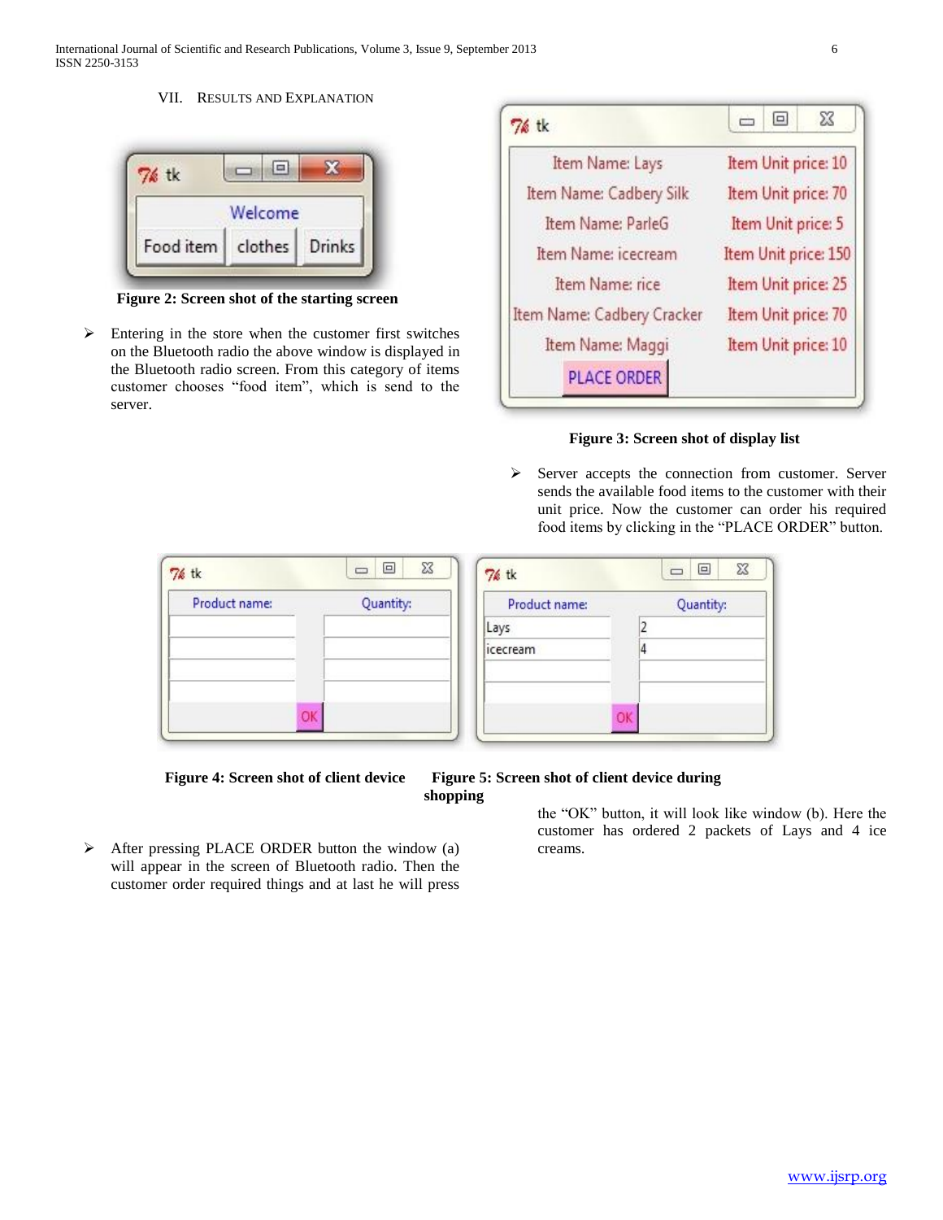## VII. Results and Explanation

**Figure 2: Screen shot of the starting screen**

- Entering in the store when the customer first switches on the Bluetooth radio the above window is displayed in the Bluetooth radio screen. From this category of items customer chooses "food item", which is send to the server.

**Figure 3: Screen shot of display list**

- Server accepts the connection from customer. Server sends the available food items to the customer with their unit price. Now the customer can order his required food items by clicking in the "PLACE ORDER" button.

**Figure 4: Screen shot of client device** **Figure 5: Screen shot of client device during shopping**

- After pressing PLACE ORDER button the window (a) will appear in the screen of Bluetooth radio. Then the customer order required things and at last he will press the "OK" button, it will look like window (b). Here the customer has ordered 2 packets of Lays and 4 ice creams.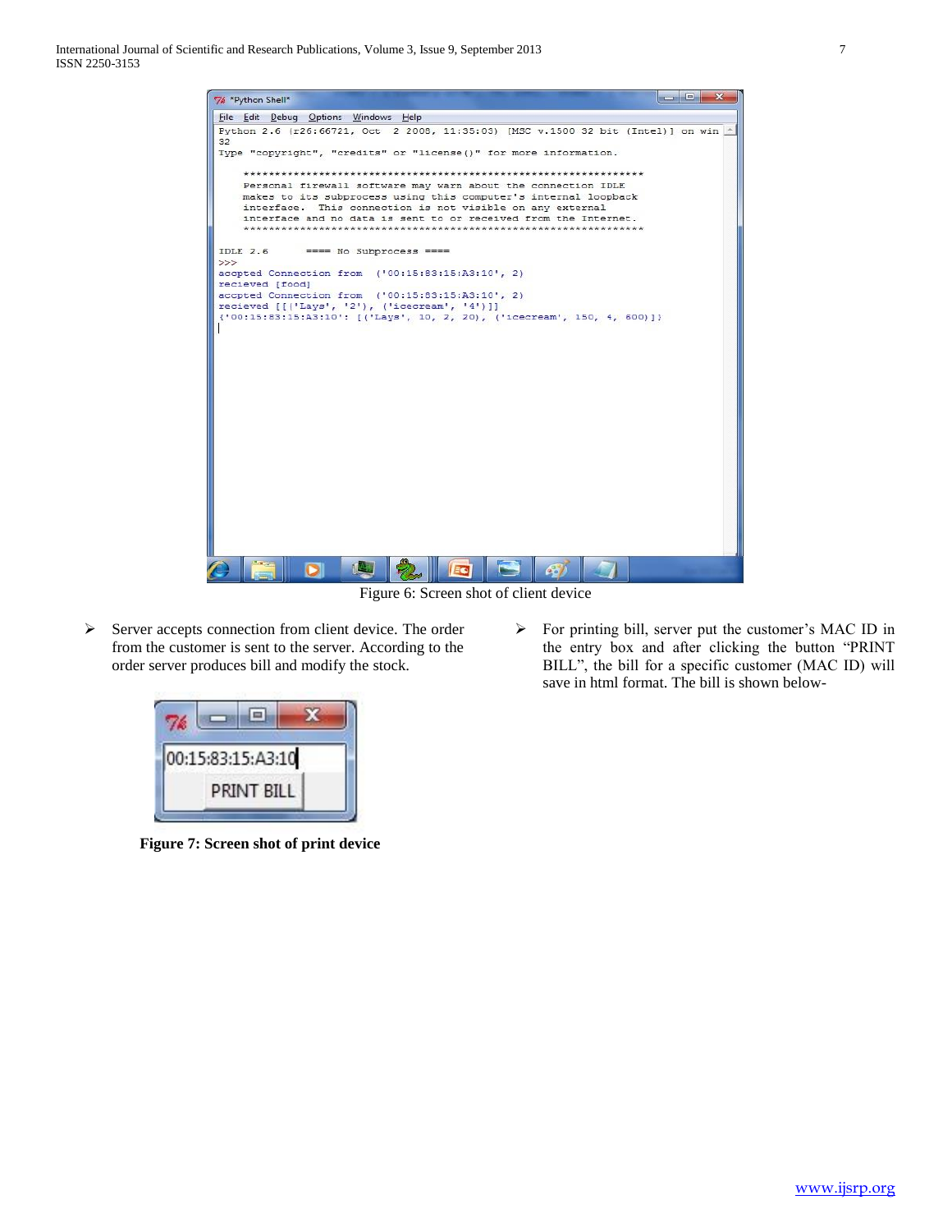Figure 6: Screen shot of client device

- Server accepts connection from client device. The order from the customer is sent to the server. According to the order server produces bill and modify the stock.

**Figure 7: Screen shot of print device**

- For printing bill, server put the customer's MAC ID in the entry box and after clicking the button "PRINT BILL", the bill for a specific customer (MAC ID) will save in html format. The bill is shown below-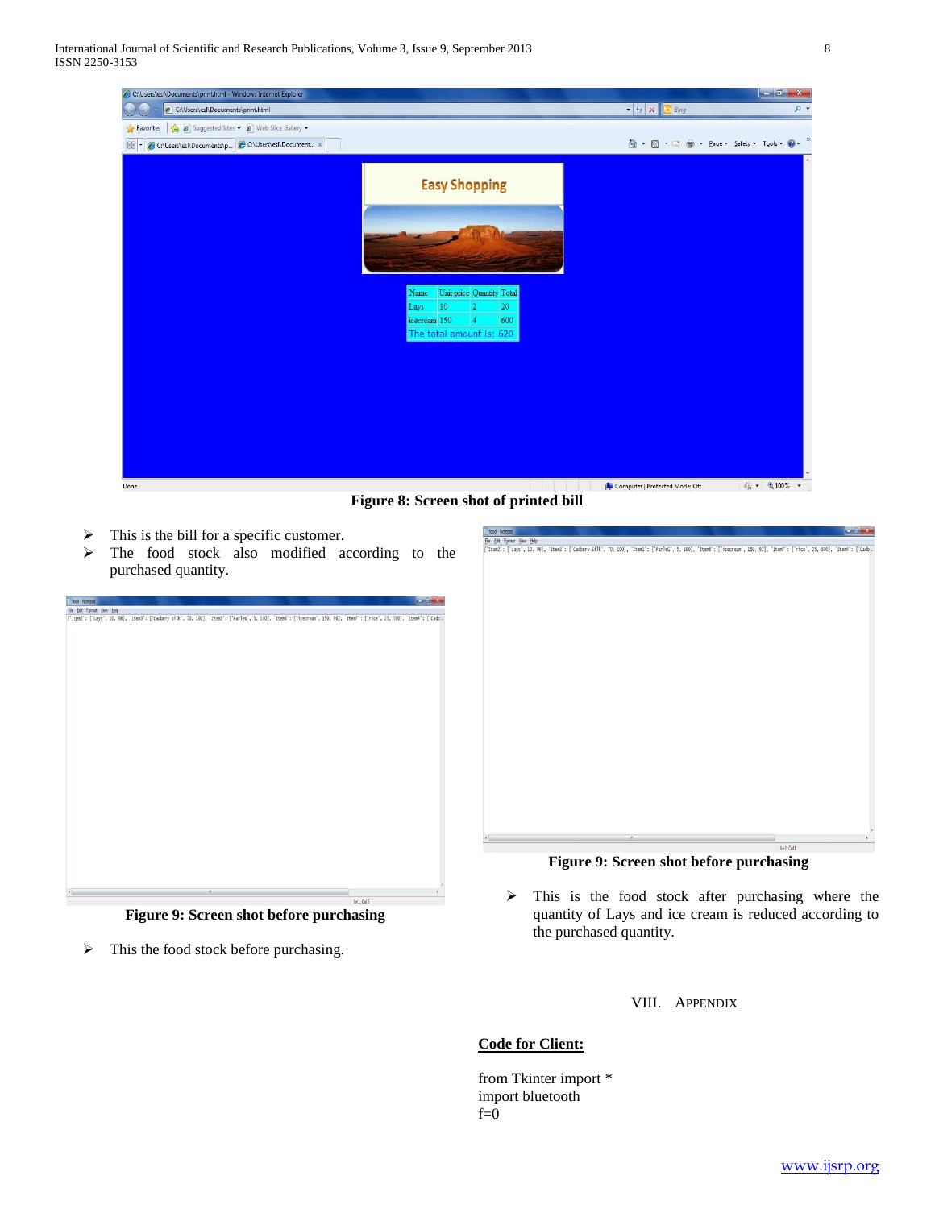Figure 8: Screen shot of printed bill

- This is the bill for a specific customer.
- The food stock also modified according to the purchased quantity.

Figure 9: Screen shot before purchasing

- This the food stock before purchasing.

Figure 9: Screen shot before purchasing

- This is the food stock after purchasing where the quantity of Lays and ice cream is reduced according to the purchased quantity.

## VIII. Appendix

**Code for Client:**

```
from Tkinter import *
import bluetooth
f=0
```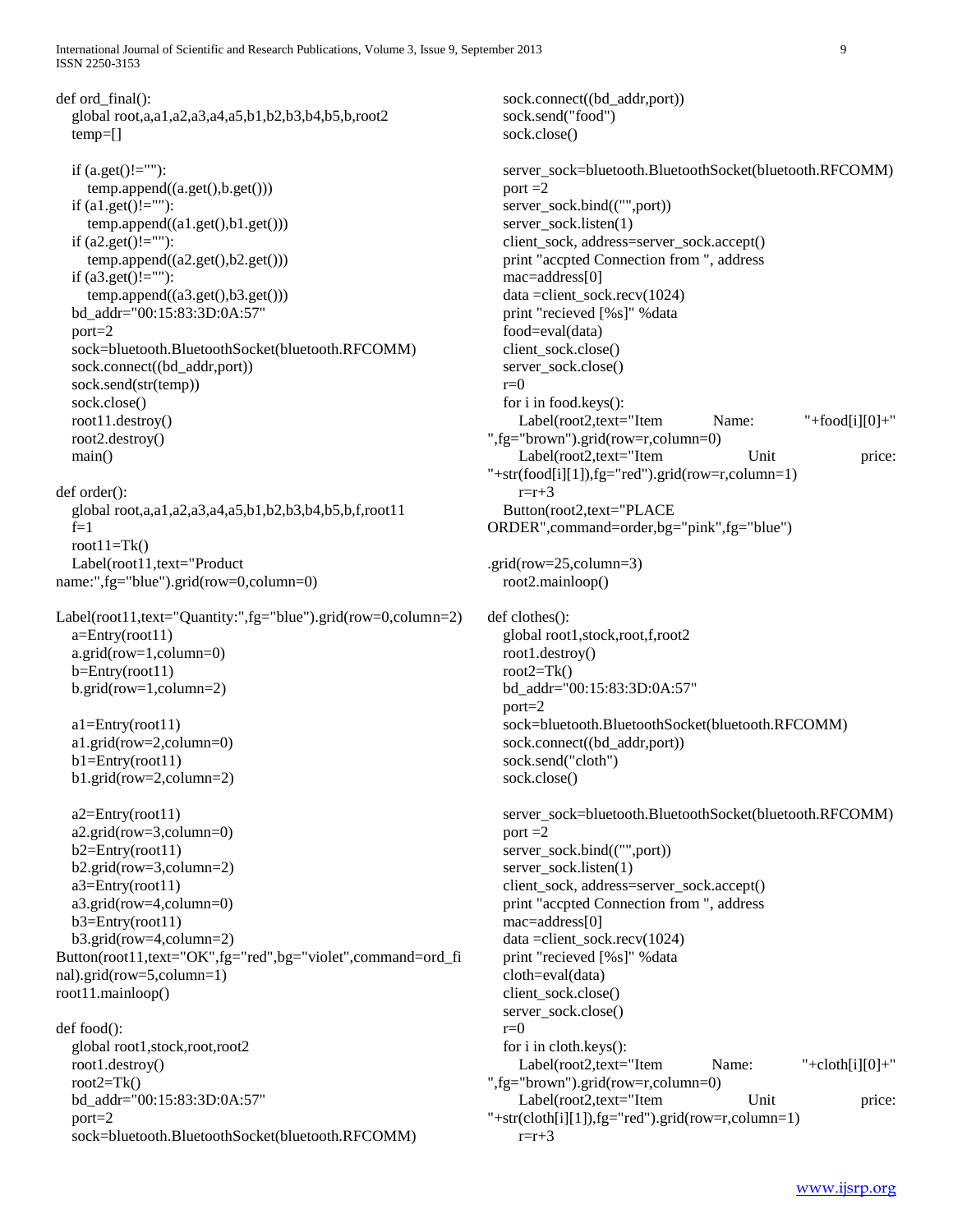```
def ord_final():
    global root,a,a1,a2,a3,a4,a5,b1,b2,b3,b4,b5,b,root2
    temp=[]

    if (a.get()!=""):
        temp.append((a.get(),b.get()))
    if (a1.get()!=""):
        temp.append((a1.get(),b1.get()))
    if (a2.get()!=""):
        temp.append((a2.get(),b2.get()))
    if (a3.get()!=""):
        temp.append((a3.get(),b3.get()))
    bd_addr="00:15:83:3D:0A:57"
    port=2
    sock=bluetooth.BluetoothSocket(bluetooth.RFCOMM)
    sock.connect((bd_addr,port))
    sock.send(str(temp))
    sock.close()
    root11.destroy()
    root2.destroy()
    main()

def order():
    global root,a,a1,a2,a3,a4,a5,b1,b2,b3,b4,b5,b,f,root11
    f=1
    root11=Tk()
    Label(root11,text="Product name:",fg="blue").grid(row=0,column=0)
Label(root11,text="Quantity:",fg="blue").grid(row=0,column=2)
    a=Entry(root11)
    a.grid(row=1,column=0)
    b=Entry(root11)
    b.grid(row=1,column=2)

    a1=Entry(root11)
    a1.grid(row=2,column=0)
    b1=Entry(root11)
    b1.grid(row=2,column=2)

    a2=Entry(root11)
    a2.grid(row=3,column=0)
    b2=Entry(root11)
    b2.grid(row=3,column=2)
    a3=Entry(root11)
    a3.grid(row=4,column=0)
    b3=Entry(root11)
    b3.grid(row=4,column=2)
Button(root11,text="OK",fg="red",bg="violet",command=ord_final).grid(row=5,column=1)
root11.mainloop()

def food():
    global root1,stock,root,root2
    root1.destroy()
    root2=Tk()
    bd_addr="00:15:83:3D:0A:57"
    port=2
    sock=bluetooth.BluetoothSocket(bluetooth.RFCOMM)
    sock.connect((bd_addr,port))
    sock.send("food")
    sock.close()

    server_sock=bluetooth.BluetoothSocket(bluetooth.RFCOMM)
    port =2
    server_sock.bind(("",port))
    server_sock.listen(1)
    client_sock, address=server_sock.accept()
    print "accpted Connection from ", address
    mac=address[0]
    data =client_sock.recv(1024)
    print "recieved [%s]" %data
    food=eval(data)
    client_sock.close()
    server_sock.close()
    r=0
    for i in food.keys():
        Label(root2,text="Item Name: "+food[i][0]+" ",fg="brown").grid(row=r,column=0)
        Label(root2,text="Item Unit price: "+str(food[i][1]),fg="red").grid(row=r,column=1)
        r=r+3
    Button(root2,text="PLACE ORDER",command=order,bg="pink",fg="blue")

.grid(row=25,column=3)
    root2.mainloop()

def clothes():
    global root1,stock,root,f,root2
    root1.destroy()
    root2=Tk()
    bd_addr="00:15:83:3D:0A:57"
    port=2
    sock=bluetooth.BluetoothSocket(bluetooth.RFCOMM)
    sock.connect((bd_addr,port))
    sock.send("cloth")
    sock.close()

    server_sock=bluetooth.BluetoothSocket(bluetooth.RFCOMM)
    port =2
    server_sock.bind(("",port))
    server_sock.listen(1)
    client_sock, address=server_sock.accept()
    print "accpted Connection from ", address
    mac=address[0]
    data =client_sock.recv(1024)
    print "recieved [%s]" %data
    cloth=eval(data)
    client_sock.close()
    server_sock.close()
    r=0
    for i in cloth.keys():
        Label(root2,text="Item Name: "+cloth[i][0]+" ",fg="brown").grid(row=r,column=0)
        Label(root2,text="Item Unit price: "+str(cloth[i][1]),fg="red").grid(row=r,column=1)
        r=r+3
```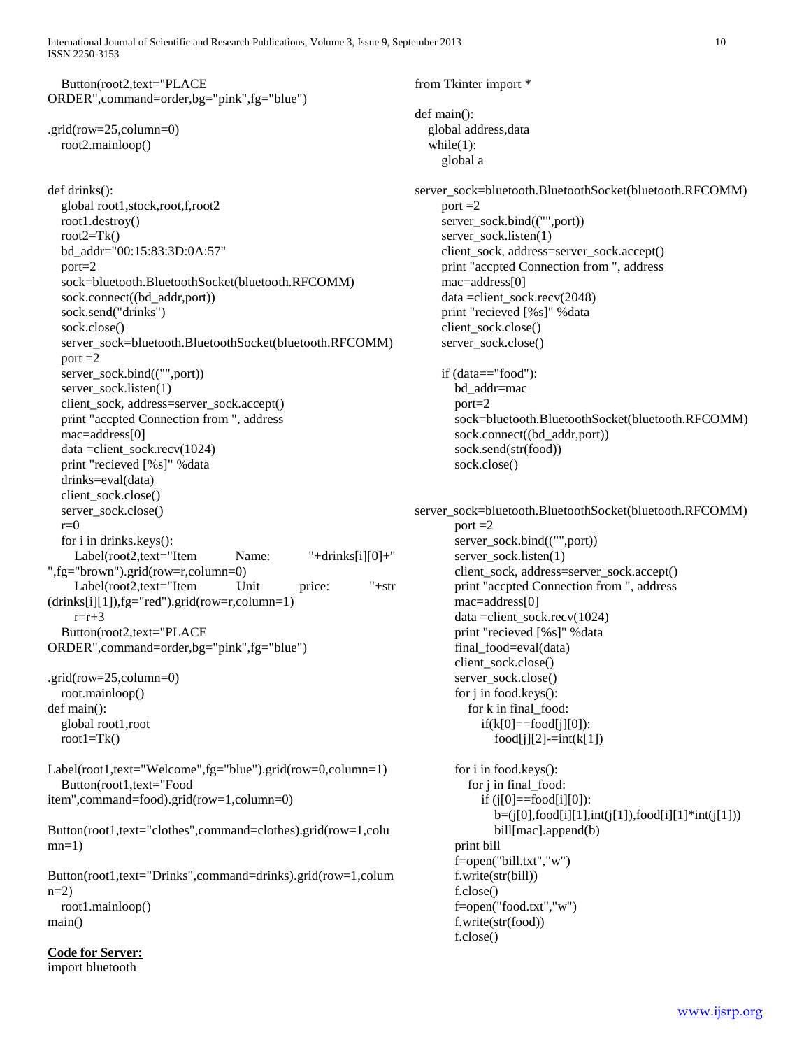```
    Button(root2,text="PLACE ORDER",command=order,bg="pink",fg="blue")
.grid(row=25,column=0)
    root2.mainloop()


def drinks():
    global root1,stock,root,f,root2
    root1.destroy()
    root2=Tk()
    bd_addr="00:15:83:3D:0A:57"
    port=2
    sock=bluetooth.BluetoothSocket(bluetooth.RFCOMM)
    sock.connect((bd_addr,port))
    sock.send("drinks")
    sock.close()
    server_sock=bluetooth.BluetoothSocket(bluetooth.RFCOMM)
    port =2
    server_sock.bind(("",port))
    server_sock.listen(1)
    client_sock, address=server_sock.accept()
    print "accpted Connection from ", address
    mac=address[0]
    data =client_sock.recv(1024)
    print "recieved [%s]" %data
    drinks=eval(data)
    client_sock.close()
    server_sock.close()
    r=0
    for i in drinks.keys():
        Label(root2,text="Item        Name:        "+drinks[i][0]+"
",fg="brown").grid(row=r,column=0)
        Label(root2,text="Item        Unit        price:        "+str
(drinks[i][1]),fg="red").grid(row=r,column=1)
        r=r+3
    Button(root2,text="PLACE ORDER",command=order,bg="pink",fg="blue")
.grid(row=25,column=0)
    root.mainloop()
def main():
    global root1,root
    root1=Tk()
Label(root1,text="Welcome",fg="blue").grid(row=0,column=1)
    Button(root1,text="Food item",command=food).grid(row=1,column=0)
Button(root1,text="clothes",command=clothes).grid(row=1,column=1)
Button(root1,text="Drinks",command=drinks).grid(row=1,column=2)
    root1.mainloop()
main()
```

**Code for Server:**

```
import bluetooth
from Tkinter import *

def main():
    global address,data
    while(1):
        global a
server_sock=bluetooth.BluetoothSocket(bluetooth.RFCOMM)
        port =2
        server_sock.bind(("",port))
        server_sock.listen(1)
        client_sock, address=server_sock.accept()
        print "accpted Connection from ", address
        mac=address[0]
        data =client_sock.recv(2048)
        print "recieved [%s]" %data
        client_sock.close()
        server_sock.close()

        if (data=="food"):
            bd_addr=mac
            port=2
            sock=bluetooth.BluetoothSocket(bluetooth.RFCOMM)
            sock.connect((bd_addr,port))
            sock.send(str(food))
            sock.close()


server_sock=bluetooth.BluetoothSocket(bluetooth.RFCOMM)
            port =2
            server_sock.bind(("",port))
            server_sock.listen(1)
            client_sock, address=server_sock.accept()
            print "accpted Connection from ", address
            mac=address[0]
            data =client_sock.recv(1024)
            print "recieved [%s]" %data
            final_food=eval(data)
            client_sock.close()
            server_sock.close()
            for j in food.keys():
                for k in final_food:
                    if(k[0]==food[j][0]):
                        food[j][2]-=int(k[1])

            for i in food.keys():
                for j in final_food:
                    if (j[0]==food[i][0]):
                        b=(j[0],food[i][1],int(j[1]),food[i][1]*int(j[1]))
                        bill[mac].append(b)
            print bill
            f=open("bill.txt","w")
            f.write(str(bill))
            f.close()
            f=open("food.txt","w")
            f.write(str(food))
            f.close()
```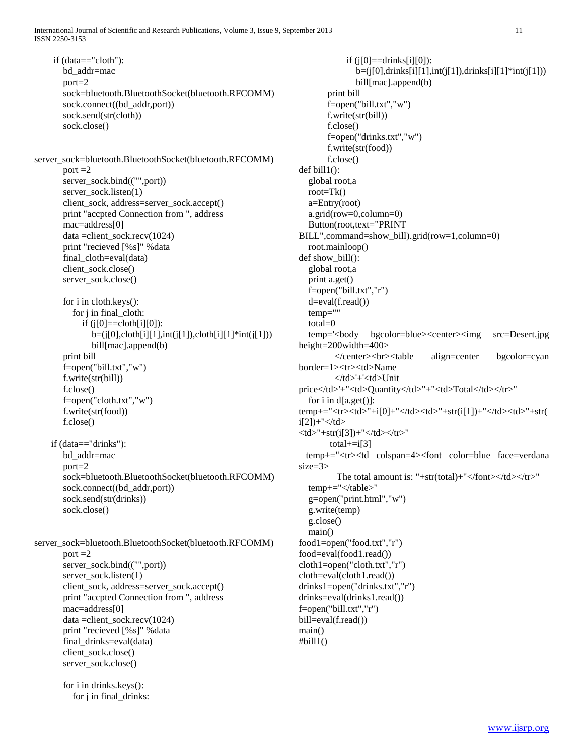```
    if (data=="cloth"):
        bd_addr=mac
        port=2
        sock=bluetooth.BluetoothSocket(bluetooth.RFCOMM)
        sock.connect((bd_addr,port))
        sock.send(str(cloth))
        sock.close()

server_sock=bluetooth.BluetoothSocket(bluetooth.RFCOMM)
        port =2
        server_sock.bind(("",port))
        server_sock.listen(1)
        client_sock, address=server_sock.accept()
        print "accpted Connection from ", address
        mac=address[0]
        data =client_sock.recv(1024)
        print "recieved [%s]" %data
        final_cloth=eval(data)
        client_sock.close()
        server_sock.close()

        for i in cloth.keys():
            for j in final_cloth:
                if (j[0]==cloth[i][0]):
                    b=(j[0],cloth[i][1],int(j[1]),cloth[i][1]*int(j[1]))
                    bill[mac].append(b)
        print bill
        f=open("bill.txt","w")
        f.write(str(bill))
        f.close()
        f=open("cloth.txt","w")
        f.write(str(food))
        f.close()

    if (data=="drinks"):
        bd_addr=mac
        port=2
        sock=bluetooth.BluetoothSocket(bluetooth.RFCOMM)
        sock.connect((bd_addr,port))
        sock.send(str(drinks))
        sock.close()

server_sock=bluetooth.BluetoothSocket(bluetooth.RFCOMM)
        port =2
        server_sock.bind(("",port))
        server_sock.listen(1)
        client_sock, address=server_sock.accept()
        print "accpted Connection from ", address
        mac=address[0]
        data =client_sock.recv(1024)
        print "recieved [%s]" %data
        final_drinks=eval(data)
        client_sock.close()
        server_sock.close()

        for i in drinks.keys():
            for j in final_drinks:
                if (j[0]==drinks[i][0]):
                    b=(j[0],drinks[i][1],int(j[1]),drinks[i][1]*int(j[1]))
                    bill[mac].append(b)
        print bill
        f=open("bill.txt","w")
        f.write(str(bill))
        f.close()
        f=open("drinks.txt","w")
        f.write(str(food))
        f.close()
def bill1():
    global root,a
    root=Tk()
    a=Entry(root)
    a.grid(row=0,column=0)
    Button(root,text="PRINT
BILL",command=show_bill).grid(row=1,column=0)
    root.mainloop()
def show_bill():
    global root,a
    print a.get()
    f=open("bill.txt","r")
    d=eval(f.read())
    temp=""
    total=0
    temp='<body bgcolor=blue><center><img src=Desert.jpg
height=200width=400>
        </center><br><table align=center bgcolor=cyan
border=1><tr><td>Name
        </td>'+'<td>Unit
price</td>'+"<td>Quantity</td>"+"<td>Total</td></tr>"
    for i in d[a.get()]:
temp+="<tr><td>"+i[0]+"</td><td>"+str(i[1])+"</td><td>"+str(
i[2])+"</td>
<td>"+str(i[3])+"</td></tr>"
        total+=i[3]
    temp+="<tr><td colspan=4><font color=blue face=verdana
size=3>
        The total amount is: "+str(total)+"</font></td></tr>"
    temp+="</table>"
    g=open("print.html","w")
    g.write(temp)
    g.close()
    main()
food1=open("food.txt","r")
food=eval(food1.read())
cloth1=open("cloth.txt","r")
cloth=eval(cloth1.read())
drinks1=open("drinks.txt","r")
drinks=eval(drinks1.read())
f=open("bill.txt","r")
bill=eval(f.read())
main()
#bill1()
```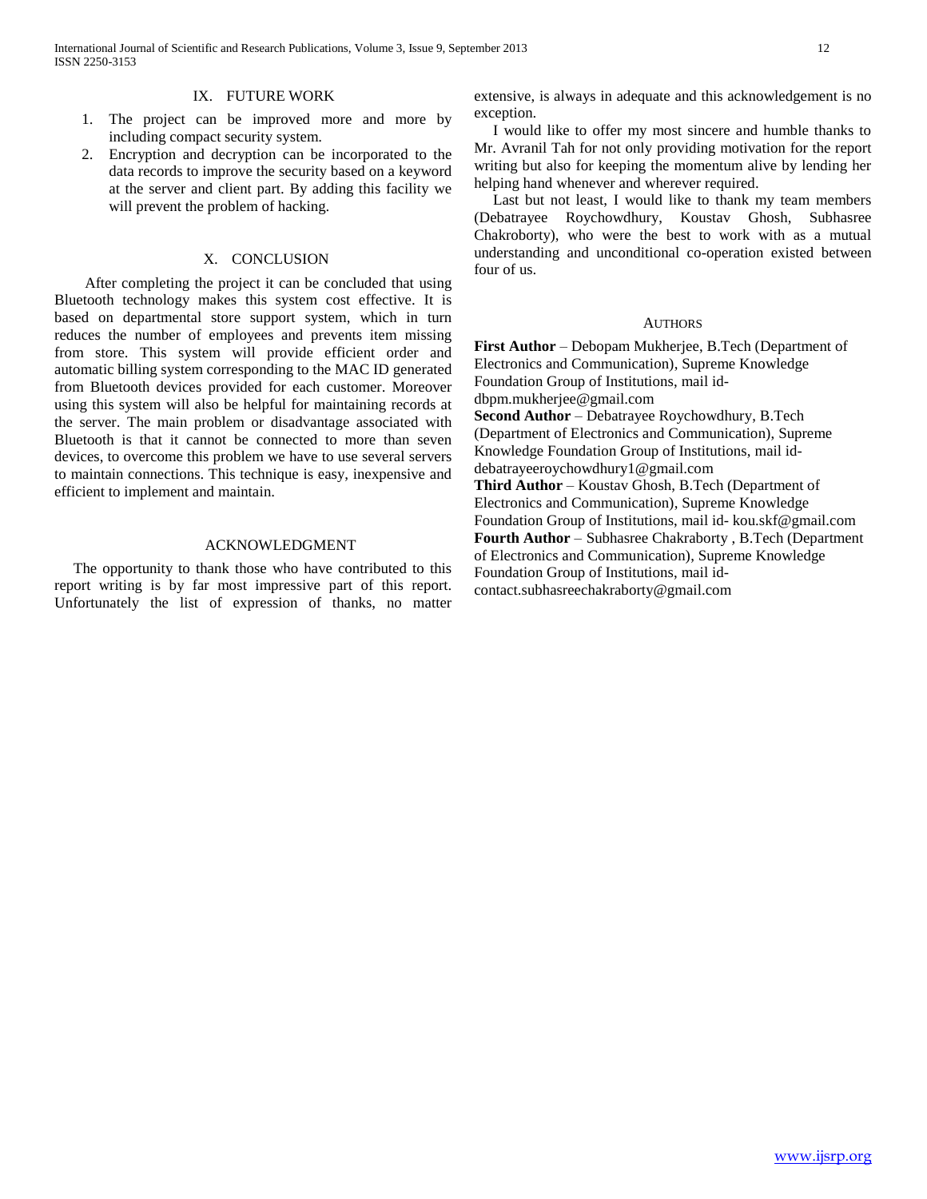## IX. FUTURE WORK

1. The project can be improved more and more by including compact security system.
2. Encryption and decryption can be incorporated to the data records to improve the security based on a keyword at the server and client part. By adding this facility we will prevent the problem of hacking.

## X. CONCLUSION

After completing the project it can be concluded that using Bluetooth technology makes this system cost effective. It is based on departmental store support system, which in turn reduces the number of employees and prevents item missing from store. This system will provide efficient order and automatic billing system corresponding to the MAC ID generated from Bluetooth devices provided for each customer. Moreover using this system will also be helpful for maintaining records at the server. The main problem or disadvantage associated with Bluetooth is that it cannot be connected to more than seven devices, to overcome this problem we have to use several servers to maintain connections. This technique is easy, inexpensive and efficient to implement and maintain.

## ACKNOWLEDGMENT

The opportunity to thank those who have contributed to this report writing is by far most impressive part of this report. Unfortunately the list of expression of thanks, no matter extensive, is always in adequate and this acknowledgement is no exception.

I would like to offer my most sincere and humble thanks to Mr. Avranil Tah for not only providing motivation for the report writing but also for keeping the momentum alive by lending her helping hand whenever and wherever required.

Last but not least, I would like to thank my team members (Debatrayee Roychowdhury, Koustav Ghosh, Subhasree Chakroborty), who were the best to work with as a mutual understanding and unconditional co-operation existed between four of us.

## AUTHORS

**First Author** – Debopam Mukherjee, B.Tech (Department of Electronics and Communication), Supreme Knowledge Foundation Group of Institutions, mail id-dbpm.mukherjee@gmail.com

**Second Author** – Debatrayee Roychowdhury, B.Tech (Department of Electronics and Communication), Supreme Knowledge Foundation Group of Institutions, mail id-debatrayeeroychowdhury1@gmail.com

**Third Author** – Koustav Ghosh, B.Tech (Department of Electronics and Communication), Supreme Knowledge Foundation Group of Institutions, mail id- kou.skf@gmail.com

**Fourth Author** – Subhasree Chakraborty , B.Tech (Department of Electronics and Communication), Supreme Knowledge Foundation Group of Institutions, mail id-contact.subhasreechakraborty@gmail.com